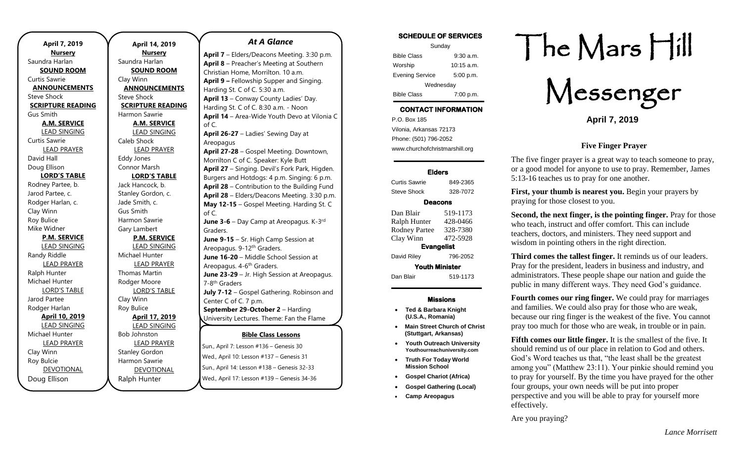## April 7, 2019

**Nursery**
Saundra Harlan

**SOUND ROOM**
Curtis Sawrie

**ANNOUNCEMENTS**
Steve Shock

**SCRIPTURE READING**
Gus Smith

**A.M. SERVICE**

LEAD SINGING
Curtis Sawrie

LEAD PRAYER
David Hall
Doug Ellison

**LORD'S TABLE**
Rodney Partee, b.
Jarod Partee, c.
Rodger Harlan, c.
Clay Winn
Roy Bulice
Mike Widner

**P.M. SERVICE**

LEAD SINGING
Randy Riddle

LEAD PRAYER
Ralph Hunter
Michael Hunter

LORD'S TABLE
Jarod Partee
Rodger Harlan

**April 10, 2019**

LEAD SINGING
Michael Hunter

LEAD PRAYER
Clay Winn
Roy Bulcie

DEVOTIONAL
Doug Ellison

## April 14, 2019

**Nursery**
Saundra Harlan

**SOUND ROOM**
Clay Winn

**ANNOUNCEMENTS**
Steve Shock

**SCRIPTURE READING**
Harmon Sawrie

**A.M. SERVICE**

LEAD SINGING
Caleb Shock

LEAD PRAYER
Eddy Jones
Connor Marsh

**LORD'S TABLE**
Jack Hancock, b.
Stanley Gordon, c.
Jade Smith, c.
Gus Smith
Harmon Sawrie
Gary Lambert

**P.M. SERVICE**

LEAD SINGING
Michael Hunter

LEAD PRAYER
Thomas Martin
Rodger Moore

LORD'S TABLE
Clay Winn
Roy Bulice

**April 17, 2019**

LEAD SINGING
Bob Johnston

LEAD PRAYER
Stanley Gordon
Harmon Sawrie

DEVOTIONAL
Ralph Hunter

## *At A Glance*

**April 7** – Elders/Deacons Meeting. 3:30 p.m.
**April 8** – Preacher's Meeting at Southern Christian Home, Morrilton. 10 a.m.
**April 9 –** Fellowship Supper and Singing. Harding St. C of C. 5:30 a.m.
**April 13** – Conway County Ladies' Day. Harding St. C of C. 8:30 a.m. - Noon
**April 14** – Area-Wide Youth Devo at Vilonia C of C.
**April 26-27** – Ladies' Sewing Day at Areopagus
**April 27-28** – Gospel Meeting. Downtown, Morrilton C of C. Speaker: Kyle Butt
**April 27** – Singing. Devil's Fork Park, Higden. Burgers and Hotdogs: 4 p.m. Singing: 6 p.m.
**April 28** – Contribution to the Building Fund
**April 28** – Elders/Deacons Meeting. 3:30 p.m.
**May 12-15** – Gospel Meeting. Harding St. C of C.
**June 3-6** – Day Camp at Areopagus. K-3rd Graders.
**June 9-15** – Sr. High Camp Session at Areopagus. 9-12th Graders.
**June 16-20** – Middle School Session at Areopagus. 4-6th Graders.
**June 23-29** – Jr. High Session at Areopagus. 7-8th Graders
**July 7-12** – Gospel Gathering. Robinson and Center C of C. 7 p.m.
**September 29-October 2** – Harding University Lectures. Theme: Fan the Flame

### Bible Class Lessons

Sun., April 7: Lesson #136 – Genesis 30
Wed., April 10: Lesson #137 – Genesis 31
Sun., April 14: Lesson #138 – Genesis 32-33
Wed., April 17: Lesson #139 – Genesis 34-36

### SCHEDULE OF SERVICES

| Sunday | |
|---|---|
| Bible Class | 9:30 a.m. |
| Worship | 10:15 a.m. |
| Evening Service | 5:00 p.m. |
| Wednesday | |
| Bible Class | 7:00 p.m. |

### CONTACT INFORMATION

P.O. Box 185
Vilonia, Arkansas 72173
Phone: (501) 796-2052
www.churchofchristmarshill.org

### Elders

| | |
|---|---|
| Curtis Sawrie | 849-2365 |
| Steve Shock | 328-7072 |

### Deacons

| | |
|---|---|
| Dan Blair | 519-1173 |
| Ralph Hunter | 428-0466 |
| Rodney Partee | 328-7380 |
| Clay Winn | 472-5928 |

### Evangelist

| | |
|---|---|
| David Riley | 796-2052 |

### Youth Minister

| | |
|---|---|
| Dan Blair | 519-1173 |

### Missions

- **Ted & Barbara Knight (U.S.A., Romania)**
- **Main Street Church of Christ (Stuttgart, Arkansas)**
- **Youth Outreach University Youthourreachuniversity.com**
- **Truth For Today World Mission School**
- **Gospel Chariot (Africa)**
- **Gospel Gathering (Local)**
- **Camp Areopagus**

# The Mars Hill Messenger

**April 7, 2019**

### Five Finger Prayer

The five finger prayer is a great way to teach someone to pray, or a good model for anyone to use to pray. Remember, James 5:13-16 teaches us to pray for one another.

**First, your thumb is nearest you.** Begin your prayers by praying for those closest to you.

**Second, the next finger, is the pointing finger.** Pray for those who teach, instruct and offer comfort. This can include teachers, doctors, and ministers. They need support and wisdom in pointing others in the right direction.

**Third comes the tallest finger.** It reminds us of our leaders. Pray for the president, leaders in business and industry, and administrators. These people shape our nation and guide the public in many different ways. They need God's guidance.

**Fourth comes our ring finger.** We could pray for marriages and families. We could also pray for those who are weak, because our ring finger is the weakest of the five. You cannot pray too much for those who are weak, in trouble or in pain.

**Fifth comes our little finger.** It is the smallest of the five. It should remind us of our place in relation to God and others. God's Word teaches us that, "the least shall be the greatest among you" (Matthew 23:11). Your pinkie should remind you to pray for yourself. By the time you have prayed for the other four groups, your own needs will be put into proper perspective and you will be able to pray for yourself more effectively.

Are you praying?

*Lance Morrisett*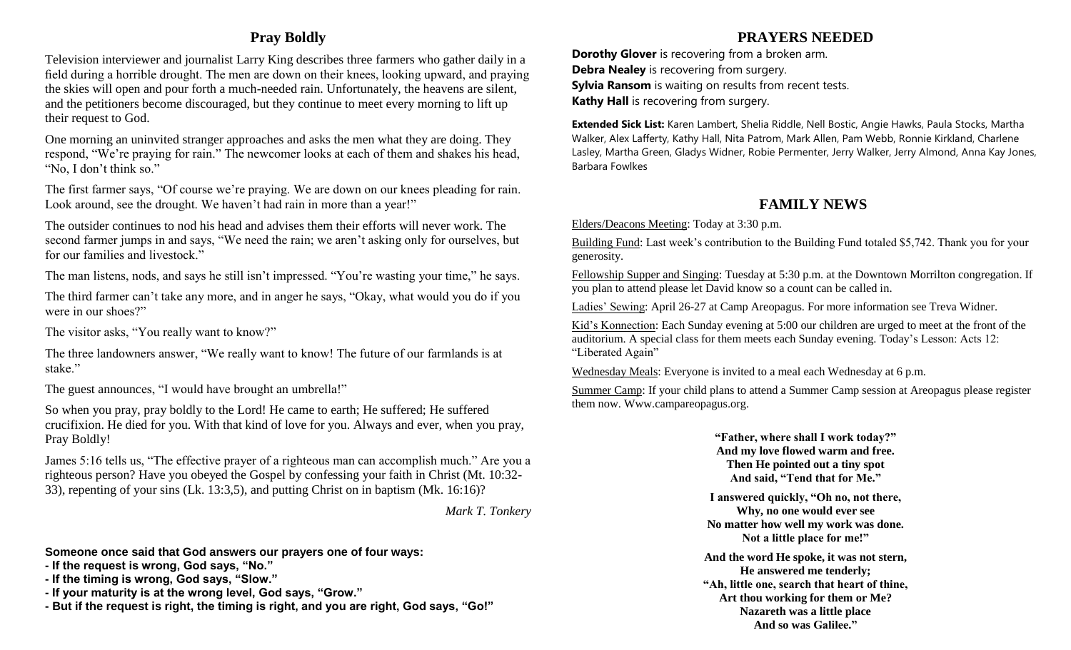## Pray Boldly

Television interviewer and journalist Larry King describes three farmers who gather daily in a field during a horrible drought. The men are down on their knees, looking upward, and praying the skies will open and pour forth a much-needed rain. Unfortunately, the heavens are silent, and the petitioners become discouraged, but they continue to meet every morning to lift up their request to God.

One morning an uninvited stranger approaches and asks the men what they are doing. They respond, "We're praying for rain." The newcomer looks at each of them and shakes his head, "No, I don't think so."

The first farmer says, "Of course we're praying. We are down on our knees pleading for rain. Look around, see the drought. We haven't had rain in more than a year!"

The outsider continues to nod his head and advises them their efforts will never work. The second farmer jumps in and says, "We need the rain; we aren't asking only for ourselves, but for our families and livestock."

The man listens, nods, and says he still isn't impressed. "You're wasting your time," he says.

The third farmer can't take any more, and in anger he says, "Okay, what would you do if you were in our shoes?"

The visitor asks, "You really want to know?"

The three landowners answer, "We really want to know! The future of our farmlands is at stake."

The guest announces, "I would have brought an umbrella!"

So when you pray, pray boldly to the Lord! He came to earth; He suffered; He suffered crucifixion. He died for you. With that kind of love for you. Always and ever, when you pray, Pray Boldly!

James 5:16 tells us, "The effective prayer of a righteous man can accomplish much." Are you a righteous person? Have you obeyed the Gospel by confessing your faith in Christ (Mt. 10:32-33), repenting of your sins (Lk. 13:3,5), and putting Christ on in baptism (Mk. 16:16)?

*Mark T. Tonkery*

**Someone once said that God answers our prayers one of four ways:**

- **If the request is wrong, God says, "No."**
- **If the timing is wrong, God says, "Slow."**
- **If your maturity is at the wrong level, God says, "Grow."**
- **But if the request is right, the timing is right, and you are right, God says, "Go!"**

## PRAYERS NEEDED

**Dorothy Glover** is recovering from a broken arm.
**Debra Nealey** is recovering from surgery.
**Sylvia Ransom** is waiting on results from recent tests.
**Kathy Hall** is recovering from surgery.

**Extended Sick List:** Karen Lambert, Shelia Riddle, Nell Bostic, Angie Hawks, Paula Stocks, Martha Walker, Alex Lafferty, Kathy Hall, Nita Patrom, Mark Allen, Pam Webb, Ronnie Kirkland, Charlene Lasley, Martha Green, Gladys Widner, Robie Permenter, Jerry Walker, Jerry Almond, Anna Kay Jones, Barbara Fowlkes

## FAMILY NEWS

Elders/Deacons Meeting: Today at 3:30 p.m.

Building Fund: Last week's contribution to the Building Fund totaled $5,742. Thank you for your generosity.

Fellowship Supper and Singing: Tuesday at 5:30 p.m. at the Downtown Morrilton congregation. If you plan to attend please let David know so a count can be called in.

Ladies' Sewing: April 26-27 at Camp Areopagus. For more information see Treva Widner.

Kid's Konnection: Each Sunday evening at 5:00 our children are urged to meet at the front of the auditorium. A special class for them meets each Sunday evening. Today's Lesson: Acts 12: "Liberated Again"

Wednesday Meals: Everyone is invited to a meal each Wednesday at 6 p.m.

Summer Camp: If your child plans to attend a Summer Camp session at Areopagus please register them now. Www.campareopagus.org.

**"Father, where shall I work today?"**
**And my love flowed warm and free.**
**Then He pointed out a tiny spot**
**And said, "Tend that for Me."**

**I answered quickly, "Oh no, not there,**
**Why, no one would ever see**
**No matter how well my work was done.**
**Not a little place for me!"**

**And the word He spoke, it was not stern,**
**He answered me tenderly;**
**"Ah, little one, search that heart of thine,**
**Art thou working for them or Me?**
**Nazareth was a little place**
**And so was Galilee."**